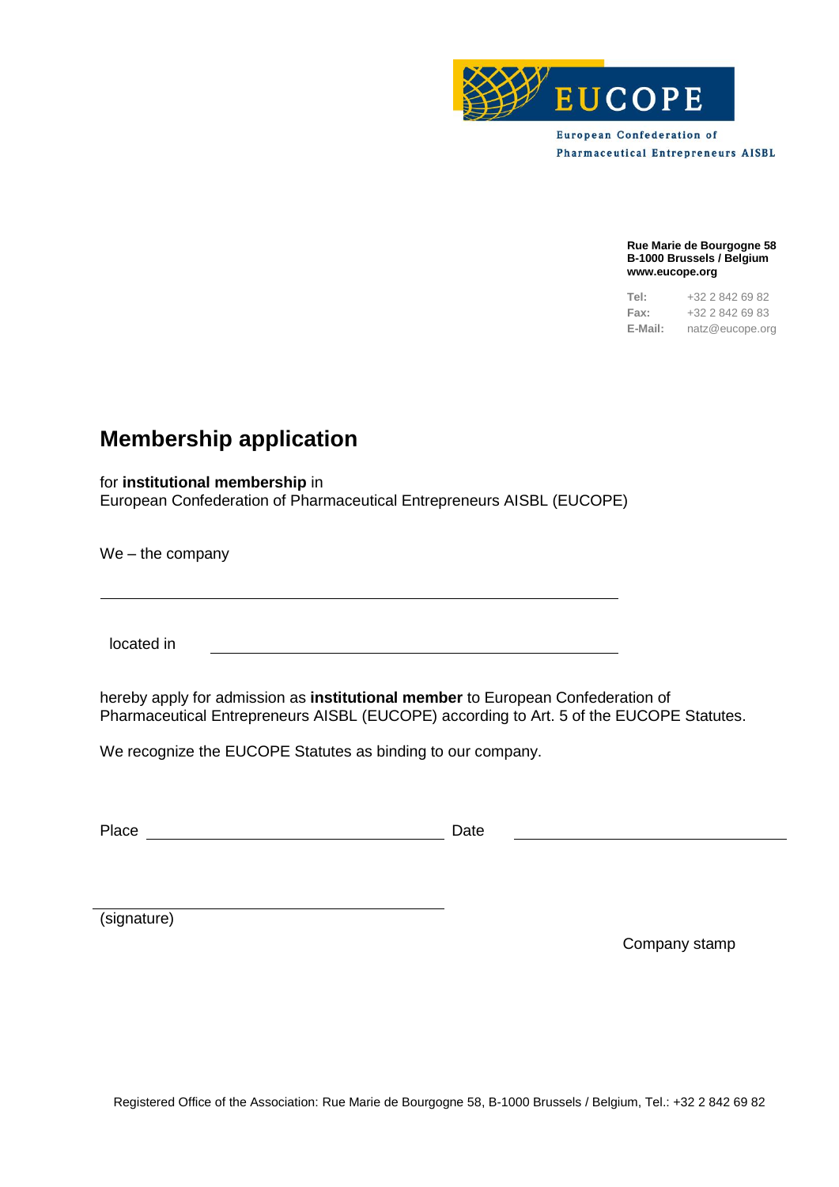EUCOPE

European Confederation of Pharmaceutical Entrepreneurs AISBL

**Rue Marie de Bourgogne 58**
**B-1000 Brussels / Belgium**
**www.eucope.org**

**Tel:** +32 2 842 69 82
**Fax:** +32 2 842 69 83
**E-Mail:** natz@eucope.org

# Membership application

for **institutional membership** in
European Confederation of Pharmaceutical Entrepreneurs AISBL (EUCOPE)

We – the company

\_\_\_\_\_\_\_\_\_\_\_\_\_\_\_\_\_\_\_\_\_\_\_\_\_\_\_\_\_\_\_\_\_\_\_\_\_\_\_\_\_\_\_\_\_\_\_\_\_\_\_\_\_\_

located in \_\_\_\_\_\_\_\_\_\_\_\_\_\_\_\_\_\_\_\_\_\_\_\_\_\_\_\_\_\_\_\_\_\_\_\_\_\_\_\_\_\_\_\_

hereby apply for admission as **institutional member** to European Confederation of Pharmaceutical Entrepreneurs AISBL (EUCOPE) according to Art. 5 of the EUCOPE Statutes.

We recognize the EUCOPE Statutes as binding to our company.

Place \_\_\_\_\_\_\_\_\_\_\_\_\_\_\_\_\_\_\_\_\_\_\_\_\_\_\_\_\_\_\_\_ Date \_\_\_\_\_\_\_\_\_\_\_\_\_\_\_\_\_\_\_\_\_\_\_\_\_\_\_\_\_\_\_\_

\_\_\_\_\_\_\_\_\_\_\_\_\_\_\_\_\_\_\_\_\_\_\_\_\_\_\_\_\_\_\_\_\_\_\_\_\_\_
(signature)

Company stamp

Registered Office of the Association: Rue Marie de Bourgogne 58, B-1000 Brussels / Belgium, Tel.: +32 2 842 69 82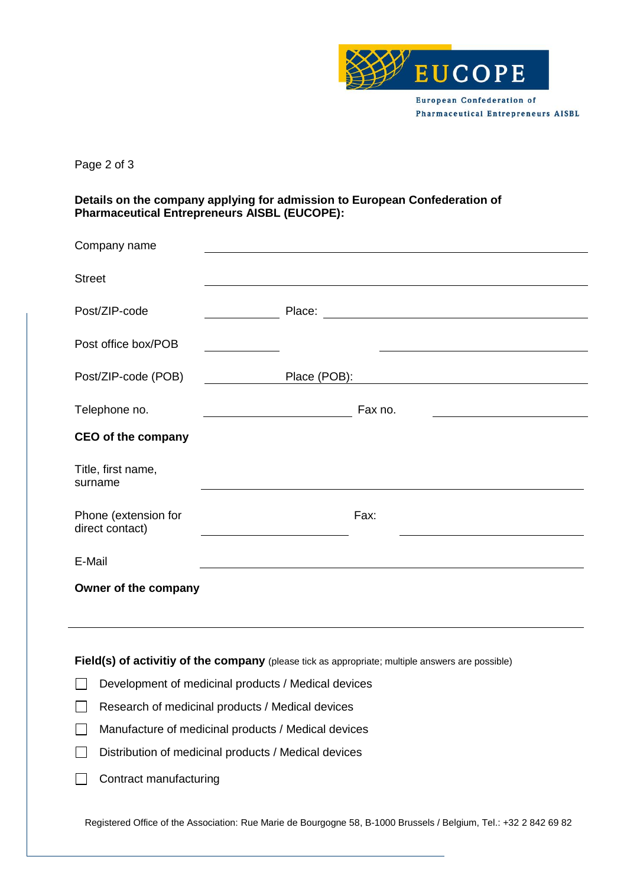**Details on the company applying for admission to European Confederation of Pharmaceutical Entrepreneurs AISBL (EUCOPE):**

Company name ______________________________

Street ______________________________

Post/ZIP-code __________ Place: ______________________________

Post office box/POB __________ ______________________________

Post/ZIP-code (POB) __________ Place (POB): ______________________________

Telephone no. ______________________________ Fax no. ______________________________

**CEO of the company**

Title, first name, surname ______________________________

Phone (extension for direct contact) ______________________________ Fax: ______________________________

E-Mail ______________________________

**Owner of the company**

______________________________

**Field(s) of activitiy of the company** (please tick as appropriate; multiple answers are possible)

- ☐ Development of medicinal products / Medical devices
- ☐ Research of medicinal products / Medical devices
- ☐ Manufacture of medicinal products / Medical devices
- ☐ Distribution of medicinal products / Medical devices
- ☐ Contract manufacturing

Registered Office of the Association: Rue Marie de Bourgogne 58, B-1000 Brussels / Belgium, Tel.: +32 2 842 69 82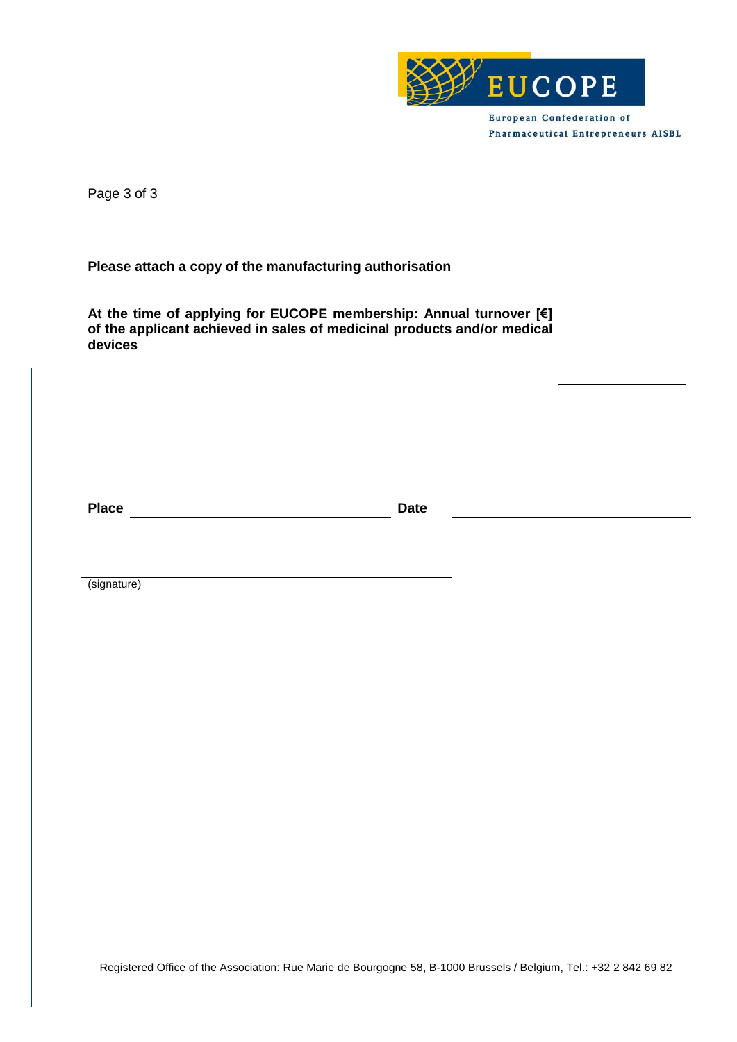**Please attach a copy of the manufacturing authorisation**

**At the time of applying for EUCOPE membership: Annual turnover [€] of the applicant achieved in sales of medicinal products and/or medical devices** ____________________

**Place** ______________________________ **Date** ______________________________

______________________________
(signature)

Registered Office of the Association: Rue Marie de Bourgogne 58, B-1000 Brussels / Belgium, Tel.: +32 2 842 69 82